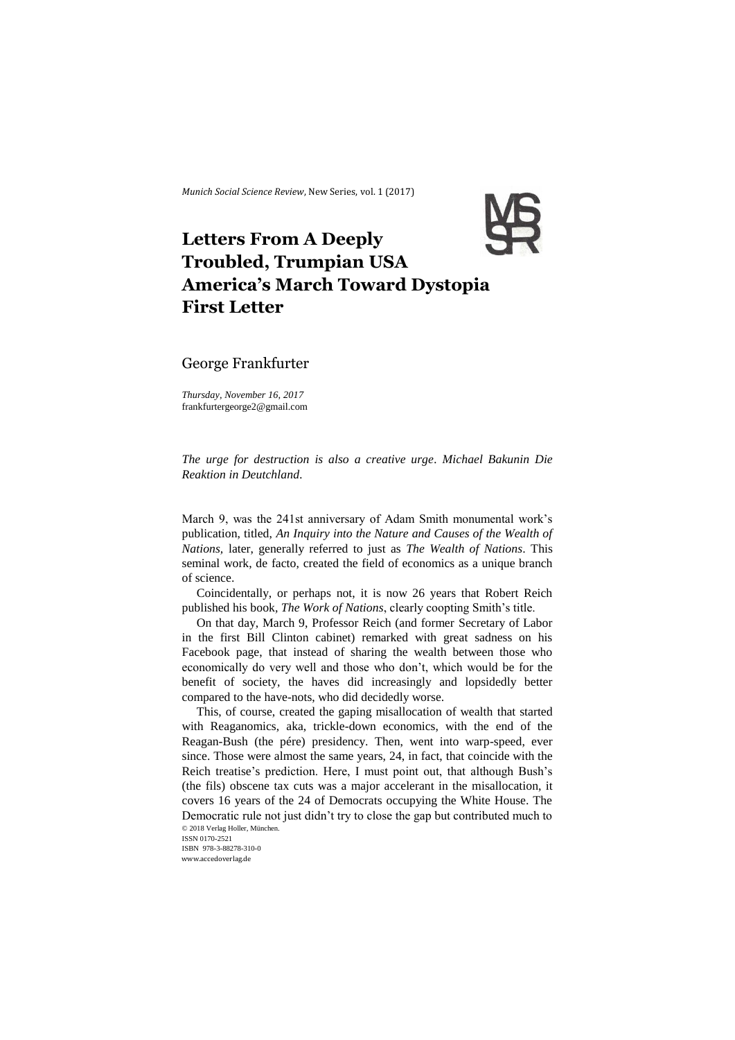*Munich Social Science Review*, New Series, vol. 1 (2017)

# Letters From A Deeply Troubled, Trumpian USA America's March Toward Dystopia First Letter

George Frankfurter

*Thursday, November 16, 2017*
frankfurtergeorge2@gmail.com

*The urge for destruction is also a creative urge*. *Michael Bakunin Die Reaktion in Deutchland*.

March 9, was the 241st anniversary of Adam Smith monumental work's publication, titled, *An Inquiry into the Nature and Causes of the Wealth of Nations*, later, generally referred to just as *The Wealth of Nations*. This seminal work, de facto, created the field of economics as a unique branch of science.

Coincidentally, or perhaps not, it is now 26 years that Robert Reich published his book, *The Work of Nations*, clearly coopting Smith's title.

On that day, March 9, Professor Reich (and former Secretary of Labor in the first Bill Clinton cabinet) remarked with great sadness on his Facebook page, that instead of sharing the wealth between those who economically do very well and those who don't, which would be for the benefit of society, the haves did increasingly and lopsidedly better compared to the have-nots, who did decidedly worse.

This, of course, created the gaping misallocation of wealth that started with Reaganomics, aka, trickle-down economics, with the end of the Reagan-Bush (the pére) presidency. Then, went into warp-speed, ever since. Those were almost the same years, 24, in fact, that coincide with the Reich treatise's prediction. Here, I must point out, that although Bush's (the fils) obscene tax cuts was a major accelerant in the misallocation, it covers 16 years of the 24 of Democrats occupying the White House. The Democratic rule not just didn't try to close the gap but contributed much to

© 2018 Verlag Holler, München.
ISSN 0170-2521
ISBN 978-3-88278-310-0
www.accedoverlag.de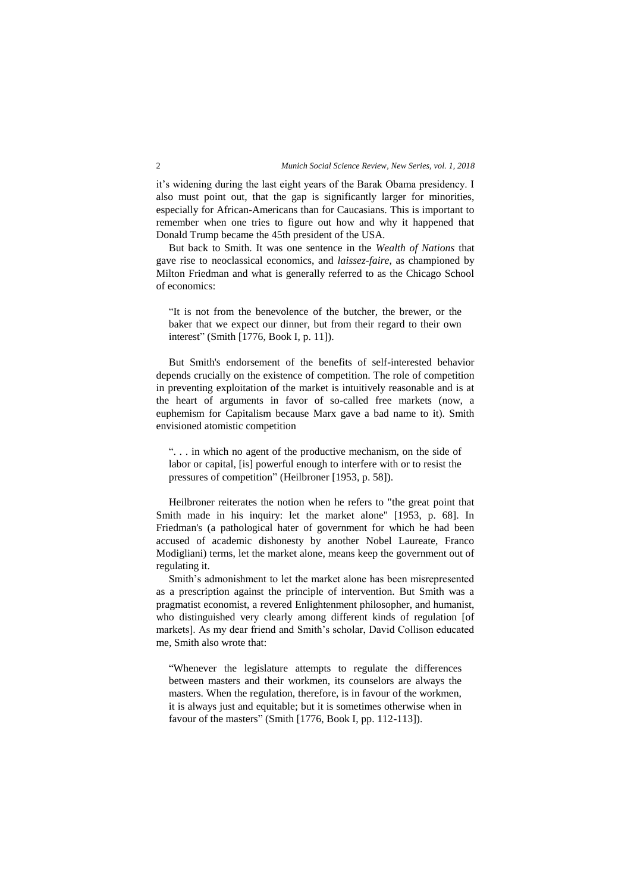it's widening during the last eight years of the Barak Obama presidency. I also must point out, that the gap is significantly larger for minorities, especially for African-Americans than for Caucasians. This is important to remember when one tries to figure out how and why it happened that Donald Trump became the 45th president of the USA.

But back to Smith. It was one sentence in the *Wealth of Nations* that gave rise to neoclassical economics, and *laissez-faire*, as championed by Milton Friedman and what is generally referred to as the Chicago School of economics:

> "It is not from the benevolence of the butcher, the brewer, or the baker that we expect our dinner, but from their regard to their own interest" (Smith [1776, Book I, p. 11]).

But Smith's endorsement of the benefits of self-interested behavior depends crucially on the existence of competition. The role of competition in preventing exploitation of the market is intuitively reasonable and is at the heart of arguments in favor of so-called free markets (now, a euphemism for Capitalism because Marx gave a bad name to it). Smith envisioned atomistic competition

> ". . . in which no agent of the productive mechanism, on the side of labor or capital, [is] powerful enough to interfere with or to resist the pressures of competition" (Heilbroner [1953, p. 58]).

Heilbroner reiterates the notion when he refers to "the great point that Smith made in his inquiry: let the market alone" [1953, p. 68]. In Friedman's (a pathological hater of government for which he had been accused of academic dishonesty by another Nobel Laureate, Franco Modigliani) terms, let the market alone, means keep the government out of regulating it.

Smith's admonishment to let the market alone has been misrepresented as a prescription against the principle of intervention. But Smith was a pragmatist economist, a revered Enlightenment philosopher, and humanist, who distinguished very clearly among different kinds of regulation [of markets]. As my dear friend and Smith's scholar, David Collison educated me, Smith also wrote that:

> "Whenever the legislature attempts to regulate the differences between masters and their workmen, its counselors are always the masters. When the regulation, therefore, is in favour of the workmen, it is always just and equitable; but it is sometimes otherwise when in favour of the masters" (Smith [1776, Book I, pp. 112-113]).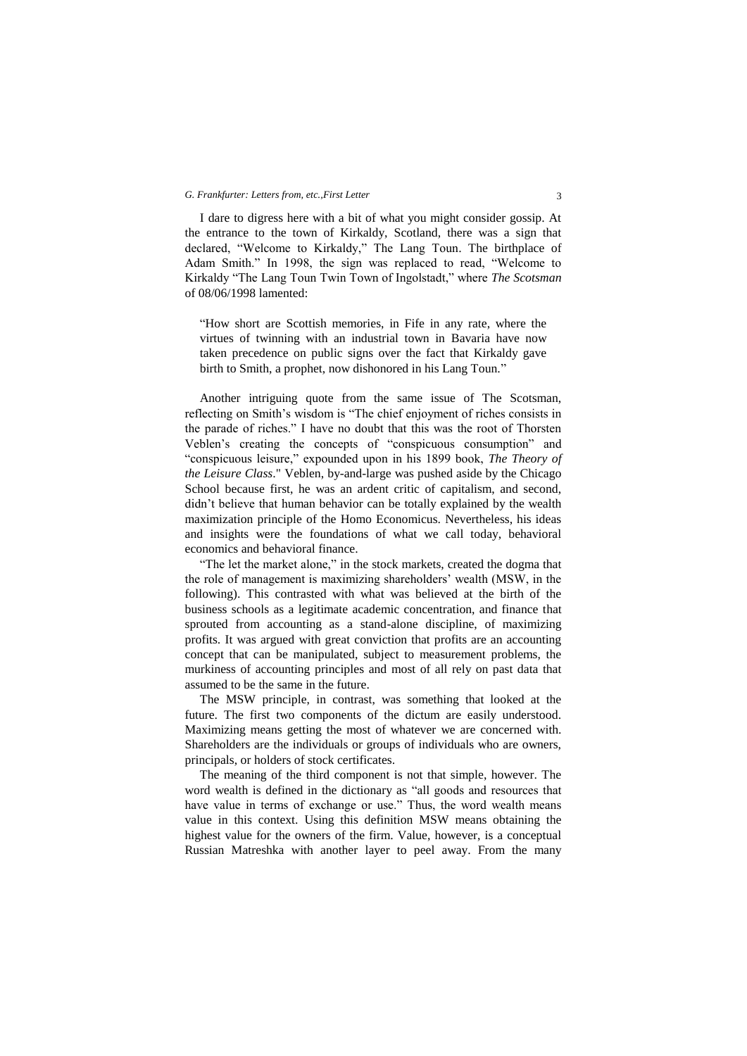I dare to digress here with a bit of what you might consider gossip. At the entrance to the town of Kirkaldy, Scotland, there was a sign that declared, "Welcome to Kirkaldy," The Lang Toun. The birthplace of Adam Smith." In 1998, the sign was replaced to read, "Welcome to Kirkaldy "The Lang Toun Twin Town of Ingolstadt," where *The Scotsman* of 08/06/1998 lamented:

> "How short are Scottish memories, in Fife in any rate, where the virtues of twinning with an industrial town in Bavaria have now taken precedence on public signs over the fact that Kirkaldy gave birth to Smith, a prophet, now dishonored in his Lang Toun."

Another intriguing quote from the same issue of The Scotsman, reflecting on Smith's wisdom is "The chief enjoyment of riches consists in the parade of riches." I have no doubt that this was the root of Thorsten Veblen's creating the concepts of "conspicuous consumption" and "conspicuous leisure," expounded upon in his 1899 book, *The Theory of the Leisure Class*." Veblen, by-and-large was pushed aside by the Chicago School because first, he was an ardent critic of capitalism, and second, didn't believe that human behavior can be totally explained by the wealth maximization principle of the Homo Economicus. Nevertheless, his ideas and insights were the foundations of what we call today, behavioral economics and behavioral finance.

"The let the market alone," in the stock markets, created the dogma that the role of management is maximizing shareholders' wealth (MSW, in the following). This contrasted with what was believed at the birth of the business schools as a legitimate academic concentration, and finance that sprouted from accounting as a stand-alone discipline, of maximizing profits. It was argued with great conviction that profits are an accounting concept that can be manipulated, subject to measurement problems, the murkiness of accounting principles and most of all rely on past data that assumed to be the same in the future.

The MSW principle, in contrast, was something that looked at the future. The first two components of the dictum are easily understood. Maximizing means getting the most of whatever we are concerned with. Shareholders are the individuals or groups of individuals who are owners, principals, or holders of stock certificates.

The meaning of the third component is not that simple, however. The word wealth is defined in the dictionary as "all goods and resources that have value in terms of exchange or use." Thus, the word wealth means value in this context. Using this definition MSW means obtaining the highest value for the owners of the firm. Value, however, is a conceptual Russian Matreshka with another layer to peel away. From the many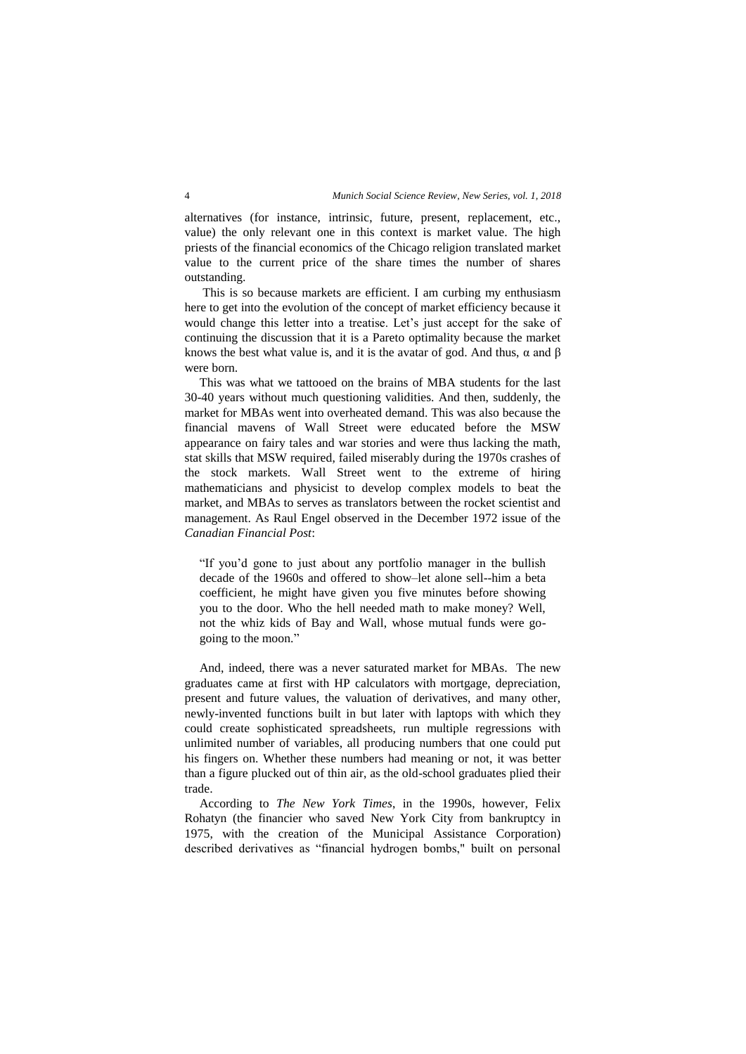alternatives (for instance, intrinsic, future, present, replacement, etc., value) the only relevant one in this context is market value. The high priests of the financial economics of the Chicago religion translated market value to the current price of the share times the number of shares outstanding.

This is so because markets are efficient. I am curbing my enthusiasm here to get into the evolution of the concept of market efficiency because it would change this letter into a treatise. Let's just accept for the sake of continuing the discussion that it is a Pareto optimality because the market knows the best what value is, and it is the avatar of god. And thus, $\alpha$ and $\beta$ were born.

This was what we tattooed on the brains of MBA students for the last 30-40 years without much questioning validities. And then, suddenly, the market for MBAs went into overheated demand. This was also because the financial mavens of Wall Street were educated before the MSW appearance on fairy tales and war stories and were thus lacking the math, stat skills that MSW required, failed miserably during the 1970s crashes of the stock markets. Wall Street went to the extreme of hiring mathematicians and physicist to develop complex models to beat the market, and MBAs to serves as translators between the rocket scientist and management. As Raul Engel observed in the December 1972 issue of the *Canadian Financial Post*:

> "If you'd gone to just about any portfolio manager in the bullish decade of the 1960s and offered to show–let alone sell--him a beta coefficient, he might have given you five minutes before showing you to the door. Who the hell needed math to make money? Well, not the whiz kids of Bay and Wall, whose mutual funds were go-going to the moon."

And, indeed, there was a never saturated market for MBAs. The new graduates came at first with HP calculators with mortgage, depreciation, present and future values, the valuation of derivatives, and many other, newly-invented functions built in but later with laptops with which they could create sophisticated spreadsheets, run multiple regressions with unlimited number of variables, all producing numbers that one could put his fingers on. Whether these numbers had meaning or not, it was better than a figure plucked out of thin air, as the old-school graduates plied their trade.

According to *The New York Times*, in the 1990s, however, Felix Rohatyn (the financier who saved New York City from bankruptcy in 1975, with the creation of the Municipal Assistance Corporation) described derivatives as "financial hydrogen bombs," built on personal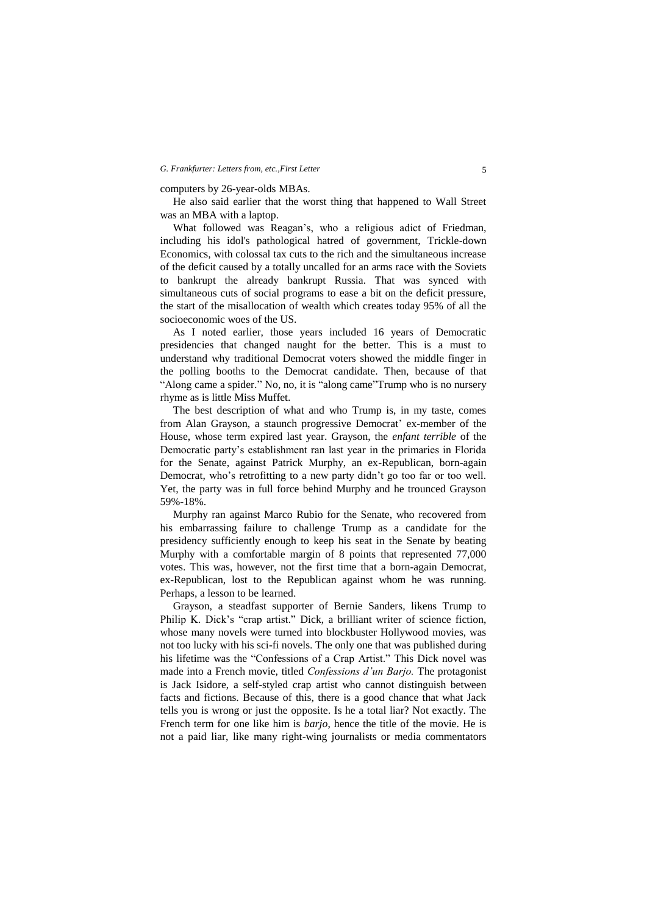computers by 26-year-olds MBAs.

He also said earlier that the worst thing that happened to Wall Street was an MBA with a laptop.

What followed was Reagan's, who a religious adict of Friedman, including his idol's pathological hatred of government, Trickle-down Economics, with colossal tax cuts to the rich and the simultaneous increase of the deficit caused by a totally uncalled for an arms race with the Soviets to bankrupt the already bankrupt Russia. That was synced with simultaneous cuts of social programs to ease a bit on the deficit pressure, the start of the misallocation of wealth which creates today 95% of all the socioeconomic woes of the US.

As I noted earlier, those years included 16 years of Democratic presidencies that changed naught for the better. This is a must to understand why traditional Democrat voters showed the middle finger in the polling booths to the Democrat candidate. Then, because of that "Along came a spider." No, no, it is "along came"Trump who is no nursery rhyme as is little Miss Muffet.

The best description of what and who Trump is, in my taste, comes from Alan Grayson, a staunch progressive Democrat' ex-member of the House, whose term expired last year. Grayson, the *enfant terrible* of the Democratic party's establishment ran last year in the primaries in Florida for the Senate, against Patrick Murphy, an ex-Republican, born-again Democrat, who's retrofitting to a new party didn't go too far or too well. Yet, the party was in full force behind Murphy and he trounced Grayson 59%-18%.

Murphy ran against Marco Rubio for the Senate, who recovered from his embarrassing failure to challenge Trump as a candidate for the presidency sufficiently enough to keep his seat in the Senate by beating Murphy with a comfortable margin of 8 points that represented 77,000 votes. This was, however, not the first time that a born-again Democrat, ex-Republican, lost to the Republican against whom he was running. Perhaps, a lesson to be learned.

Grayson, a steadfast supporter of Bernie Sanders, likens Trump to Philip K. Dick's "crap artist." Dick, a brilliant writer of science fiction, whose many novels were turned into blockbuster Hollywood movies, was not too lucky with his sci-fi novels. The only one that was published during his lifetime was the "Confessions of a Crap Artist." This Dick novel was made into a French movie, titled *Confessions d'un Barjo.* The protagonist is Jack Isidore, a self-styled crap artist who cannot distinguish between facts and fictions. Because of this, there is a good chance that what Jack tells you is wrong or just the opposite. Is he a total liar? Not exactly. The French term for one like him is *barjo*, hence the title of the movie. He is not a paid liar, like many right-wing journalists or media commentators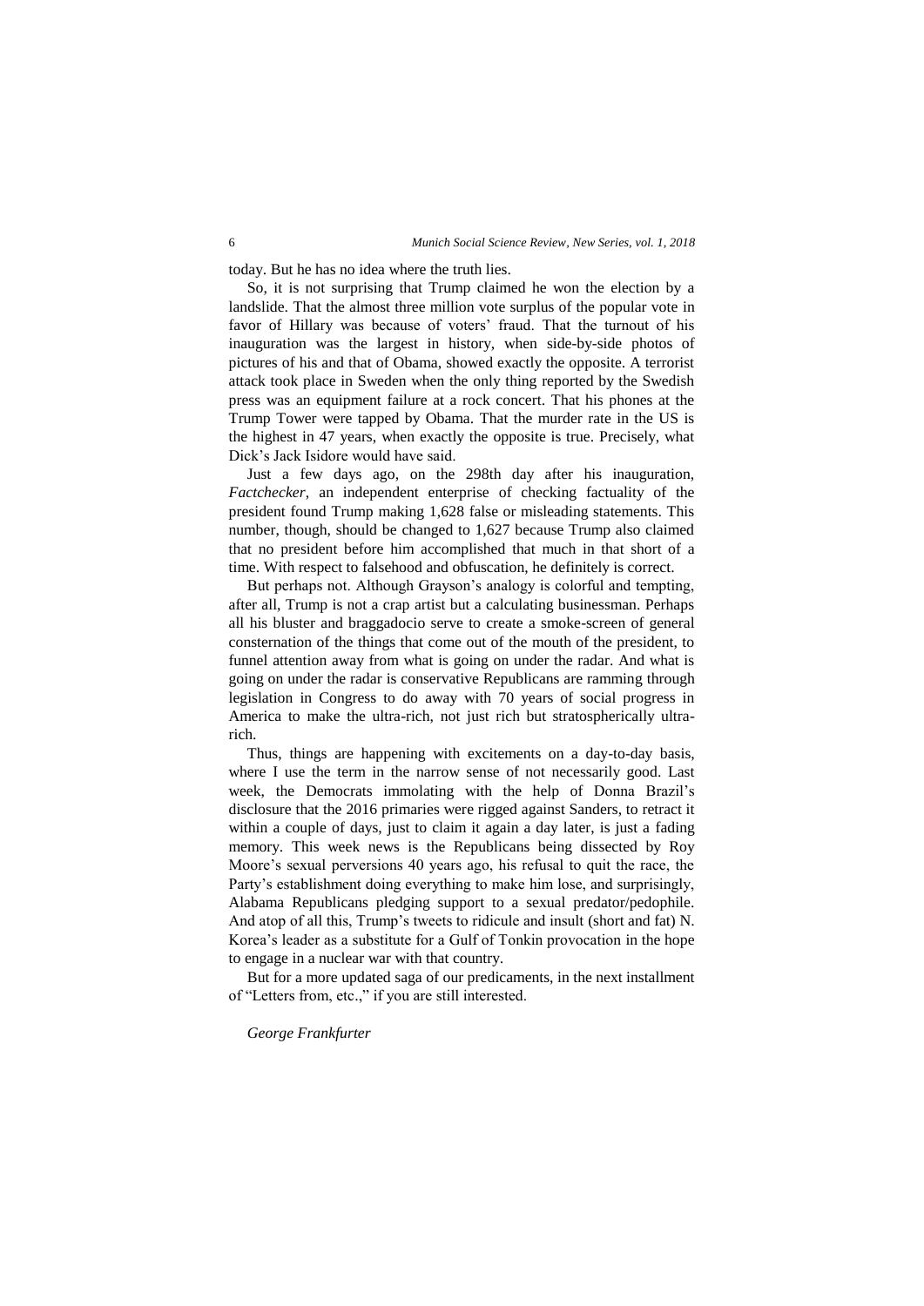today. But he has no idea where the truth lies.

So, it is not surprising that Trump claimed he won the election by a landslide. That the almost three million vote surplus of the popular vote in favor of Hillary was because of voters' fraud. That the turnout of his inauguration was the largest in history, when side-by-side photos of pictures of his and that of Obama, showed exactly the opposite. A terrorist attack took place in Sweden when the only thing reported by the Swedish press was an equipment failure at a rock concert. That his phones at the Trump Tower were tapped by Obama. That the murder rate in the US is the highest in 47 years, when exactly the opposite is true. Precisely, what Dick's Jack Isidore would have said.

Just a few days ago, on the 298th day after his inauguration, *Factchecker*, an independent enterprise of checking factuality of the president found Trump making 1,628 false or misleading statements. This number, though, should be changed to 1,627 because Trump also claimed that no president before him accomplished that much in that short of a time. With respect to falsehood and obfuscation, he definitely is correct.

But perhaps not. Although Grayson's analogy is colorful and tempting, after all, Trump is not a crap artist but a calculating businessman. Perhaps all his bluster and braggadocio serve to create a smoke-screen of general consternation of the things that come out of the mouth of the president, to funnel attention away from what is going on under the radar. And what is going on under the radar is conservative Republicans are ramming through legislation in Congress to do away with 70 years of social progress in America to make the ultra-rich, not just rich but stratospherically ultra-rich.

Thus, things are happening with excitements on a day-to-day basis, where I use the term in the narrow sense of not necessarily good. Last week, the Democrats immolating with the help of Donna Brazil's disclosure that the 2016 primaries were rigged against Sanders, to retract it within a couple of days, just to claim it again a day later, is just a fading memory. This week news is the Republicans being dissected by Roy Moore's sexual perversions 40 years ago, his refusal to quit the race, the Party's establishment doing everything to make him lose, and surprisingly, Alabama Republicans pledging support to a sexual predator/pedophile. And atop of all this, Trump's tweets to ridicule and insult (short and fat) N. Korea's leader as a substitute for a Gulf of Tonkin provocation in the hope to engage in a nuclear war with that country.

But for a more updated saga of our predicaments, in the next installment of "Letters from, etc.," if you are still interested.

*George Frankfurter*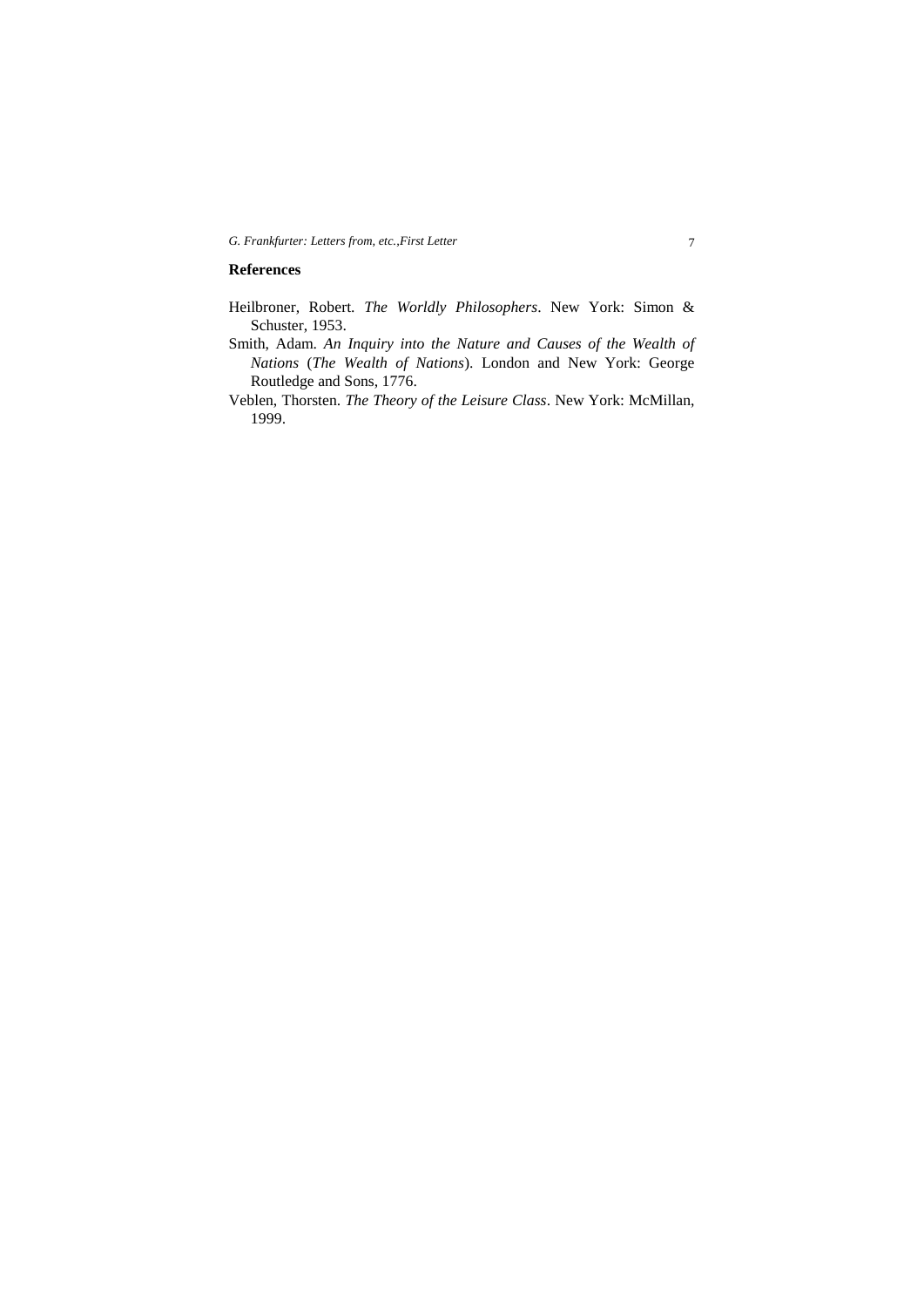## References

Heilbroner, Robert. *The Worldly Philosophers*. New York: Simon & Schuster, 1953.

Smith, Adam. *An Inquiry into the Nature and Causes of the Wealth of Nations* (*The Wealth of Nations*). London and New York: George Routledge and Sons, 1776.

Veblen, Thorsten. *The Theory of the Leisure Class*. New York: McMillan, 1999.